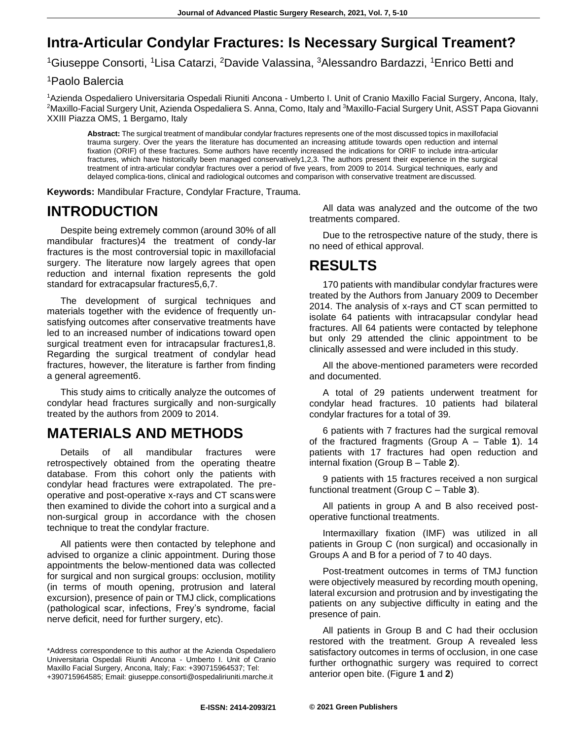# Intra-Articular Condylar Fractures: Is Necessary Surgical Treament?

[1]Giuseppe Consorti, [1]Lisa Catarzi, [2]Davide Valassina, [3]Alessandro Bardazzi, [1]Enrico Betti and [1]Paolo Balercia

[1]Azienda Ospedaliero Universitaria Ospedali Riuniti Ancona - Umberto I. Unit of Cranio Maxillo Facial Surgery, Ancona, Italy, [2]Maxillo-Facial Surgery Unit, Azienda Ospedaliera S. Anna, Como, Italy and [3]Maxillo-Facial Surgery Unit, ASST Papa Giovanni XXIII Piazza OMS, 1 Bergamo, Italy

**Abstract:** The surgical treatment of mandibular condylar fractures represents one of the most discussed topics in maxillofacial trauma surgery. Over the years the literature has documented an increasing attitude towards open reduction and internal fixation (ORIF) of these fractures. Some authors have recently increased the indications for ORIF to include intra-articular fractures, which have historically been managed conservatively1,2,3. The authors present their experience in the surgical treatment of intra-articular condylar fractures over a period of five years, from 2009 to 2014. Surgical techniques, early and delayed complica-tions, clinical and radiological outcomes and comparison with conservative treatment are discussed.

**Keywords:** Mandibular Fracture, Condylar Fracture, Trauma.

## INTRODUCTION

Despite being extremely common (around 30% of all mandibular fractures)4 the treatment of condy-lar fractures is the most controversial topic in maxillofacial surgery. The literature now largely agrees that open reduction and internal fixation represents the gold standard for extracapsular fractures5,6,7.

The development of surgical techniques and materials together with the evidence of frequently un-satisfying outcomes after conservative treatments have led to an increased number of indications toward open surgical treatment even for intracapsular fractures1,8. Regarding the surgical treatment of condylar head fractures, however, the literature is farther from finding a general agreement6.

This study aims to critically analyze the outcomes of condylar head fractures surgically and non-surgically treated by the authors from 2009 to 2014.

## MATERIALS AND METHODS

Details of all mandibular fractures were retrospectively obtained from the operating theatre database. From this cohort only the patients with condylar head fractures were extrapolated. The pre-operative and post-operative x-rays and CT scans were then examined to divide the cohort into a surgical and a non-surgical group in accordance with the chosen technique to treat the condylar fracture.

All patients were then contacted by telephone and advised to organize a clinic appointment. During those appointments the below-mentioned data was collected for surgical and non surgical groups: occlusion, motility (in terms of mouth opening, protrusion and lateral excursion), presence of pain or TMJ click, complications (pathological scar, infections, Frey's syndrome, facial nerve deficit, need for further surgery, etc).

All data was analyzed and the outcome of the two treatments compared.

Due to the retrospective nature of the study, there is no need of ethical approval.

## RESULTS

170 patients with mandibular condylar fractures were treated by the Authors from January 2009 to December 2014. The analysis of x-rays and CT scan permitted to isolate 64 patients with intracapsular condylar head fractures. All 64 patients were contacted by telephone but only 29 attended the clinic appointment to be clinically assessed and were included in this study.

All the above-mentioned parameters were recorded and documented.

A total of 29 patients underwent treatment for condylar head fractures. 10 patients had bilateral condylar fractures for a total of 39.

6 patients with 7 fractures had the surgical removal of the fractured fragments (Group A – Table **1**). 14 patients with 17 fractures had open reduction and internal fixation (Group B – Table **2**).

9 patients with 15 fractures received a non surgical functional treatment (Group C – Table **3**).

All patients in group A and B also received post-operative functional treatments.

Intermaxillary fixation (IMF) was utilized in all patients in Group C (non surgical) and occasionally in Groups A and B for a period of 7 to 40 days.

Post-treatment outcomes in terms of TMJ function were objectively measured by recording mouth opening, lateral excursion and protrusion and by investigating the patients on any subjective difficulty in eating and the presence of pain.

All patients in Group B and C had their occlusion restored with the treatment. Group A revealed less satisfactory outcomes in terms of occlusion, in one case further orthognathic surgery was required to correct anterior open bite. (Figure **1** and **2**)

\*Address correspondence to this author at the Azienda Ospedaliero Universitaria Ospedali Riuniti Ancona - Umberto I. Unit of Cranio Maxillo Facial Surgery, Ancona, Italy; Fax: +390715964537; Tel: +390715964585; Email: giuseppe.consorti@ospedaliriuniti.marche.it

E-ISSN: 2414-2093/21 © 2021 Green Publishers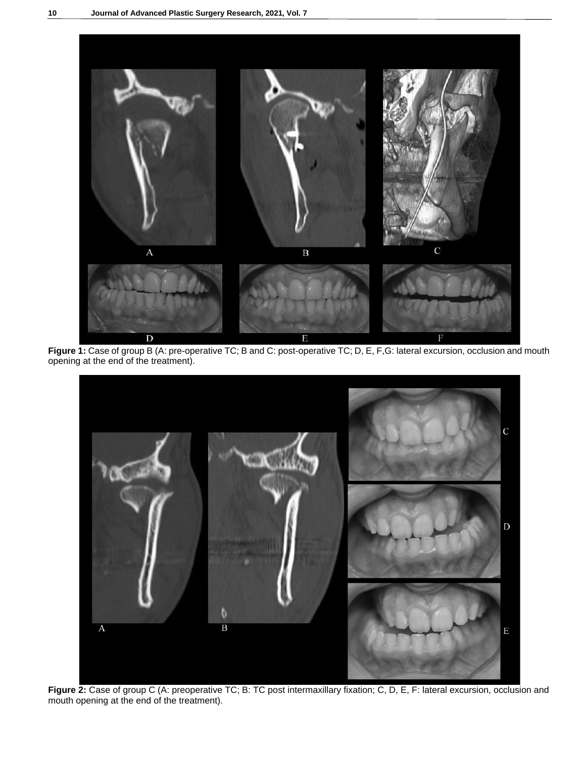**Figure 1:** Case of group B (A: pre-operative TC; B and C: post-operative TC; D, E, F,G: lateral excursion, occlusion and mouth opening at the end of the treatment).

**Figure 2:** Case of group C (A: preoperative TC; B: TC post intermaxillary fixation; C, D, E, F: lateral excursion, occlusion and mouth opening at the end of the treatment).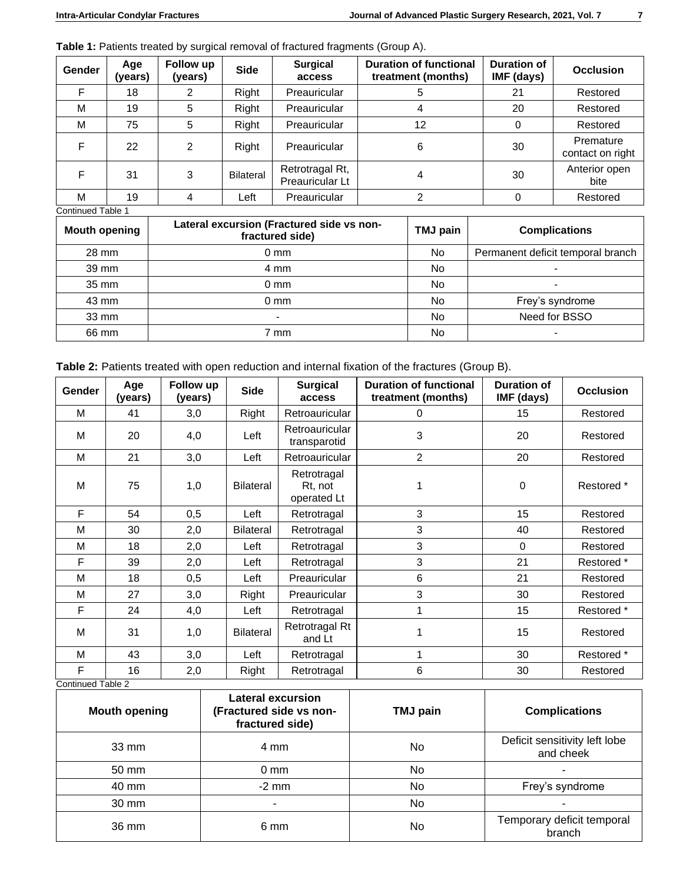**Table 1:** Patients treated by surgical removal of fractured fragments (Group A).

| Gender | Age (years) | Follow up (years) | Side | Surgical access | Duration of functional treatment (months) | Duration of IMF (days) | Occlusion |
|---|---|---|---|---|---|---|---|
| F | 18 | 2 | Right | Preauricular | 5 | 21 | Restored |
| M | 19 | 5 | Right | Preauricular | 4 | 20 | Restored |
| M | 75 | 5 | Right | Preauricular | 12 | 0 | Restored |
| F | 22 | 2 | Right | Preauricular | 6 | 30 | Premature contact on right |
| F | 31 | 3 | Bilateral | Retrotragal Rt, Preauricular Lt | 4 | 30 | Anterior open bite |
| M | 19 | 4 | Left | Preauricular | 2 | 0 | Restored |

Continued Table 1

| Mouth opening | Lateral excursion (Fractured side vs non-fractured side) | TMJ pain | Complications |
|---|---|---|---|
| 28 mm | 0 mm | No | Permanent deficit temporal branch |
| 39 mm | 4 mm | No | - |
| 35 mm | 0 mm | No | - |
| 43 mm | 0 mm | No | Frey's syndrome |
| 33 mm | - | No | Need for BSSO |
| 66 mm | 7 mm | No | - |

**Table 2:** Patients treated with open reduction and internal fixation of the fractures (Group B).

| Gender | Age (years) | Follow up (years) | Side | Surgical access | Duration of functional treatment (months) | Duration of IMF (days) | Occlusion |
|---|---|---|---|---|---|---|---|
| M | 41 | 3,0 | Right | Retroauricular | 0 | 15 | Restored |
| M | 20 | 4,0 | Left | Retroauricular transparotid | 3 | 20 | Restored |
| M | 21 | 3,0 | Left | Retroauricular | 2 | 20 | Restored |
| M | 75 | 1,0 | Bilateral | Retrotragal Rt, not operated Lt | 1 | 0 | Restored * |
| F | 54 | 0,5 | Left | Retrotragal | 3 | 15 | Restored |
| M | 30 | 2,0 | Bilateral | Retrotragal | 3 | 40 | Restored |
| M | 18 | 2,0 | Left | Retrotragal | 3 | 0 | Restored |
| F | 39 | 2,0 | Left | Retrotragal | 3 | 21 | Restored * |
| M | 18 | 0,5 | Left | Preauricular | 6 | 21 | Restored |
| M | 27 | 3,0 | Right | Preauricular | 3 | 30 | Restored |
| F | 24 | 4,0 | Left | Retrotragal | 1 | 15 | Restored * |
| M | 31 | 1,0 | Bilateral | Retrotragal Rt and Lt | 1 | 15 | Restored |
| M | 43 | 3,0 | Left | Retrotragal | 1 | 30 | Restored * |
| F | 16 | 2,0 | Right | Retrotragal | 6 | 30 | Restored |

Continued Table 2

| Mouth opening | Lateral excursion (Fractured side vs non-fractured side) | TMJ pain | Complications |
|---|---|---|---|
| 33 mm | 4 mm | No | Deficit sensitivity left lobe and cheek |
| 50 mm | 0 mm | No | - |
| 40 mm | -2 mm | No | Frey's syndrome |
| 30 mm | - | No | - |
| 36 mm | 6 mm | No | Temporary deficit temporal branch |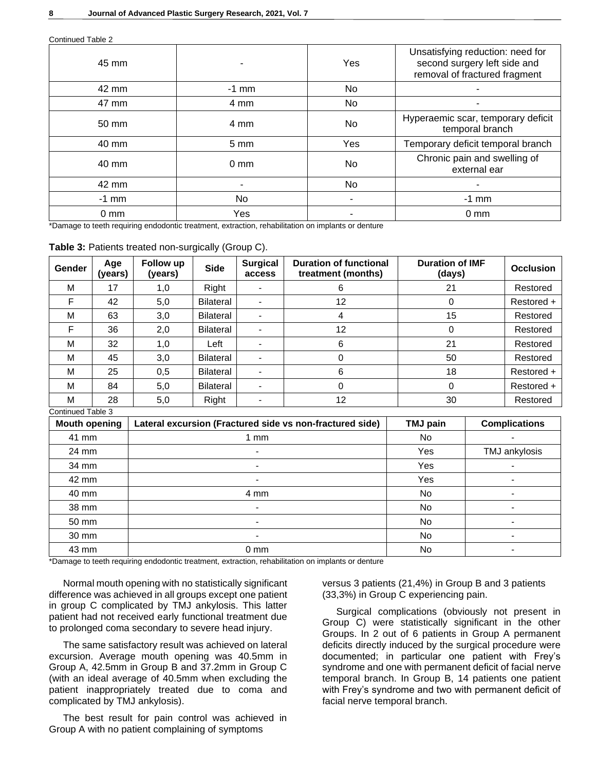Continued Table 2

| | | | |
|---|---|---|---|
| 45 mm | - | Yes | Unsatisfying reduction: need for second surgery left side and removal of fractured fragment |
| 42 mm | -1 mm | No | - |
| 47 mm | 4 mm | No | - |
| 50 mm | 4 mm | No | Hyperaemic scar, temporary deficit temporal branch |
| 40 mm | 5 mm | Yes | Temporary deficit temporal branch |
| 40 mm | 0 mm | No | Chronic pain and swelling of external ear |
| 42 mm | - | No | - |
| -1 mm | No | - | -1 mm |
| 0 mm | Yes | - | 0 mm |

*Damage to teeth requiring endodontic treatment, extraction, rehabilitation on implants or denture

**Table 3:** Patients treated non-surgically (Group C).

| Gender | Age (years) | Follow up (years) | Side | Surgical access | Duration of functional treatment (months) | Duration of IMF (days) | Occlusion |
|---|---|---|---|---|---|---|---|
| M | 17 | 1,0 | Right | - | 6 | 21 | Restored |
| F | 42 | 5,0 | Bilateral | - | 12 | 0 | Restored + |
| M | 63 | 3,0 | Bilateral | - | 4 | 15 | Restored |
| F | 36 | 2,0 | Bilateral | - | 12 | 0 | Restored |
| M | 32 | 1,0 | Left | - | 6 | 21 | Restored |
| M | 45 | 3,0 | Bilateral | - | 0 | 50 | Restored |
| M | 25 | 0,5 | Bilateral | - | 6 | 18 | Restored + |
| M | 84 | 5,0 | Bilateral | - | 0 | 0 | Restored + |
| M | 28 | 5,0 | Right | - | 12 | 30 | Restored |

Continued Table 3

| Mouth opening | Lateral excursion (Fractured side vs non-fractured side) | TMJ pain | Complications |
|---|---|---|---|
| 41 mm | 1 mm | No | - |
| 24 mm | - | Yes | TMJ ankylosis |
| 34 mm | - | Yes | - |
| 42 mm | - | Yes | - |
| 40 mm | 4 mm | No | - |
| 38 mm | - | No | - |
| 50 mm | - | No | - |
| 30 mm | - | No | - |
| 43 mm | 0 mm | No | - |

*Damage to teeth requiring endodontic treatment, extraction, rehabilitation on implants or denture

Normal mouth opening with no statistically significant difference was achieved in all groups except one patient in group C complicated by TMJ ankylosis. This latter patient had not received early functional treatment due to prolonged coma secondary to severe head injury.

The same satisfactory result was achieved on lateral excursion. Average mouth opening was 40.5mm in Group A, 42.5mm in Group B and 37.2mm in Group C (with an ideal average of 40.5mm when excluding the patient inappropriately treated due to coma and complicated by TMJ ankylosis).

The best result for pain control was achieved in Group A with no patient complaining of symptoms versus 3 patients (21,4%) in Group B and 3 patients (33,3%) in Group C experiencing pain.

Surgical complications (obviously not present in Group C) were statistically significant in the other Groups. In 2 out of 6 patients in Group A permanent deficits directly induced by the surgical procedure were documented; in particular one patient with Frey's syndrome and one with permanent deficit of facial nerve temporal branch. In Group B, 14 patients one patient with Frey's syndrome and two with permanent deficit of facial nerve temporal branch.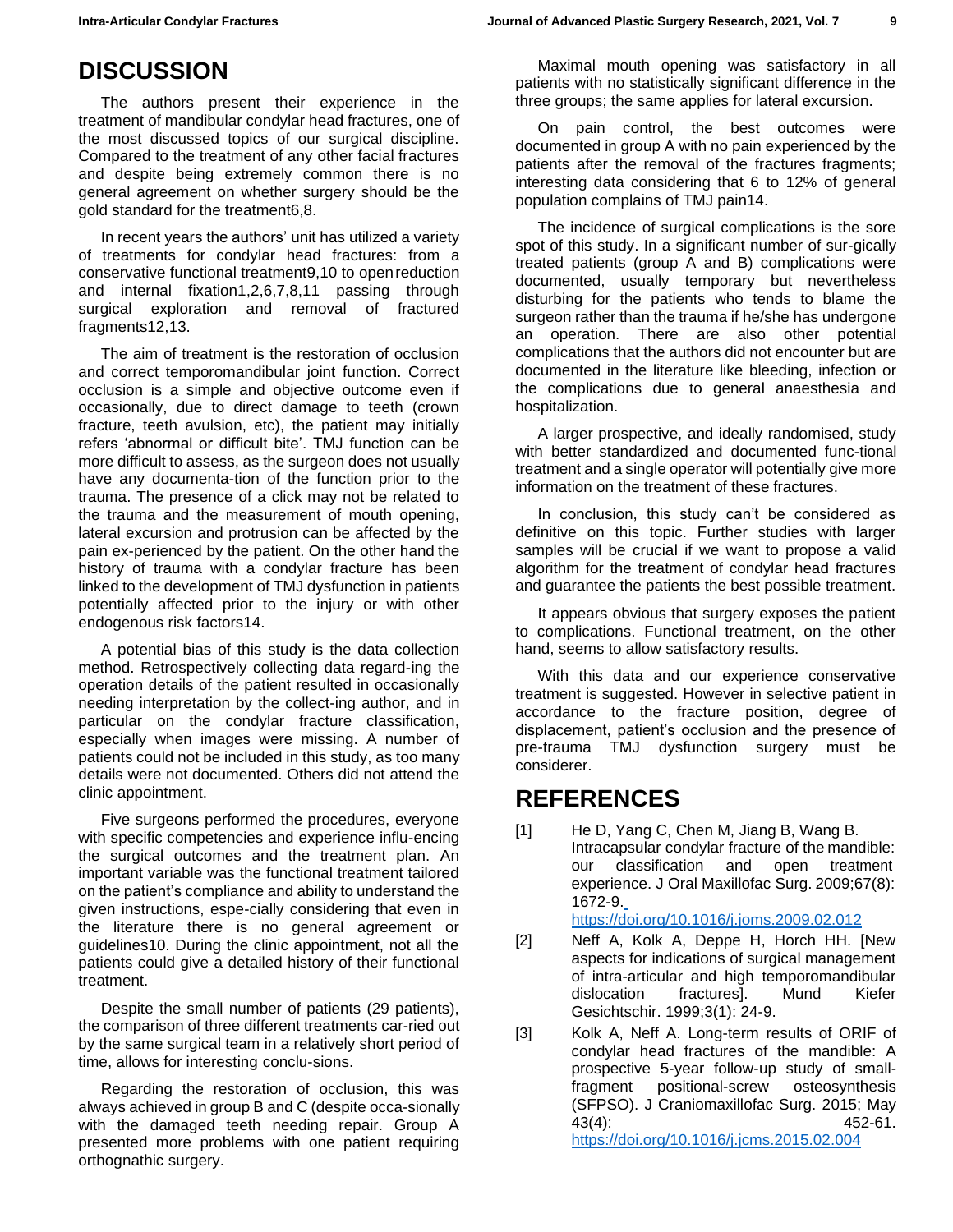## DISCUSSION

The authors present their experience in the treatment of mandibular condylar head fractures, one of the most discussed topics of our surgical discipline. Compared to the treatment of any other facial fractures and despite being extremely common there is no general agreement on whether surgery should be the gold standard for the treatment[6,8].

In recent years the authors' unit has utilized a variety of treatments for condylar head fractures: from a conservative functional treatment[9,10] to open reduction and internal fixation[1,2,6,7,8,11] passing through surgical exploration and removal of fractured fragments[12,13].

The aim of treatment is the restoration of occlusion and correct temporomandibular joint function. Correct occlusion is a simple and objective outcome even if occasionally, due to direct damage to teeth (crown fracture, teeth avulsion, etc), the patient may initially refers 'abnormal or difficult bite'. TMJ function can be more difficult to assess, as the surgeon does not usually have any documenta-tion of the function prior to the trauma. The presence of a click may not be related to the trauma and the measurement of mouth opening, lateral excursion and protrusion can be affected by the pain ex-perienced by the patient. On the other hand the history of trauma with a condylar fracture has been linked to the development of TMJ dysfunction in patients potentially affected prior to the injury or with other endogenous risk factors[14].

A potential bias of this study is the data collection method. Retrospectively collecting data regard-ing the operation details of the patient resulted in occasionally needing interpretation by the collect-ing author, and in particular on the condylar fracture classification, especially when images were missing. A number of patients could not be included in this study, as too many details were not documented. Others did not attend the clinic appointment.

Five surgeons performed the procedures, everyone with specific competencies and experience influ-encing the surgical outcomes and the treatment plan. An important variable was the functional treatment tailored on the patient's compliance and ability to understand the given instructions, espe-cially considering that even in the literature there is no general agreement or guidelines[10]. During the clinic appointment, not all the patients could give a detailed history of their functional treatment.

Despite the small number of patients (29 patients), the comparison of three different treatments car-ried out by the same surgical team in a relatively short period of time, allows for interesting conclu-sions.

Regarding the restoration of occlusion, this was always achieved in group B and C (despite occa-sionally with the damaged teeth needing repair. Group A presented more problems with one patient requiring orthognathic surgery.

Maximal mouth opening was satisfactory in all patients with no statistically significant difference in the three groups; the same applies for lateral excursion.

On pain control, the best outcomes were documented in group A with no pain experienced by the patients after the removal of the fractures fragments; interesting data considering that 6 to 12% of general population complains of TMJ pain[14].

The incidence of surgical complications is the sore spot of this study. In a significant number of sur-gically treated patients (group A and B) complications were documented, usually temporary but nevertheless disturbing for the patients who tends to blame the surgeon rather than the trauma if he/she has undergone an operation. There are also other potential complications that the authors did not encounter but are documented in the literature like bleeding, infection or the complications due to general anaesthesia and hospitalization.

A larger prospective, and ideally randomised, study with better standardized and documented func-tional treatment and a single operator will potentially give more information on the treatment of these fractures.

In conclusion, this study can't be considered as definitive on this topic. Further studies with larger samples will be crucial if we want to propose a valid algorithm for the treatment of condylar head fractures and guarantee the patients the best possible treatment.

It appears obvious that surgery exposes the patient to complications. Functional treatment, on the other hand, seems to allow satisfactory results.

With this data and our experience conservative treatment is suggested. However in selective patient in accordance to the fracture position, degree of displacement, patient's occlusion and the presence of pre-trauma TMJ dysfunction surgery must be considerer.

## REFERENCES

[1] He D, Yang C, Chen M, Jiang B, Wang B. Intracapsular condylar fracture of the mandible: our classification and open treatment experience. J Oral Maxillofac Surg. 2009;67(8): 1672-9. https://doi.org/10.1016/j.joms.2009.02.012

[2] Neff A, Kolk A, Deppe H, Horch HH. [New aspects for indications of surgical management of intra-articular and high temporomandibular dislocation fractures]. Mund Kiefer Gesichtschir. 1999;3(1): 24-9.

[3] Kolk A, Neff A. Long-term results of ORIF of condylar head fractures of the mandible: A prospective 5-year follow-up study of small-fragment positional-screw osteosynthesis (SFPSO). J Craniomaxillofac Surg. 2015; May 43(4): 452-61. https://doi.org/10.1016/j.jcms.2015.02.004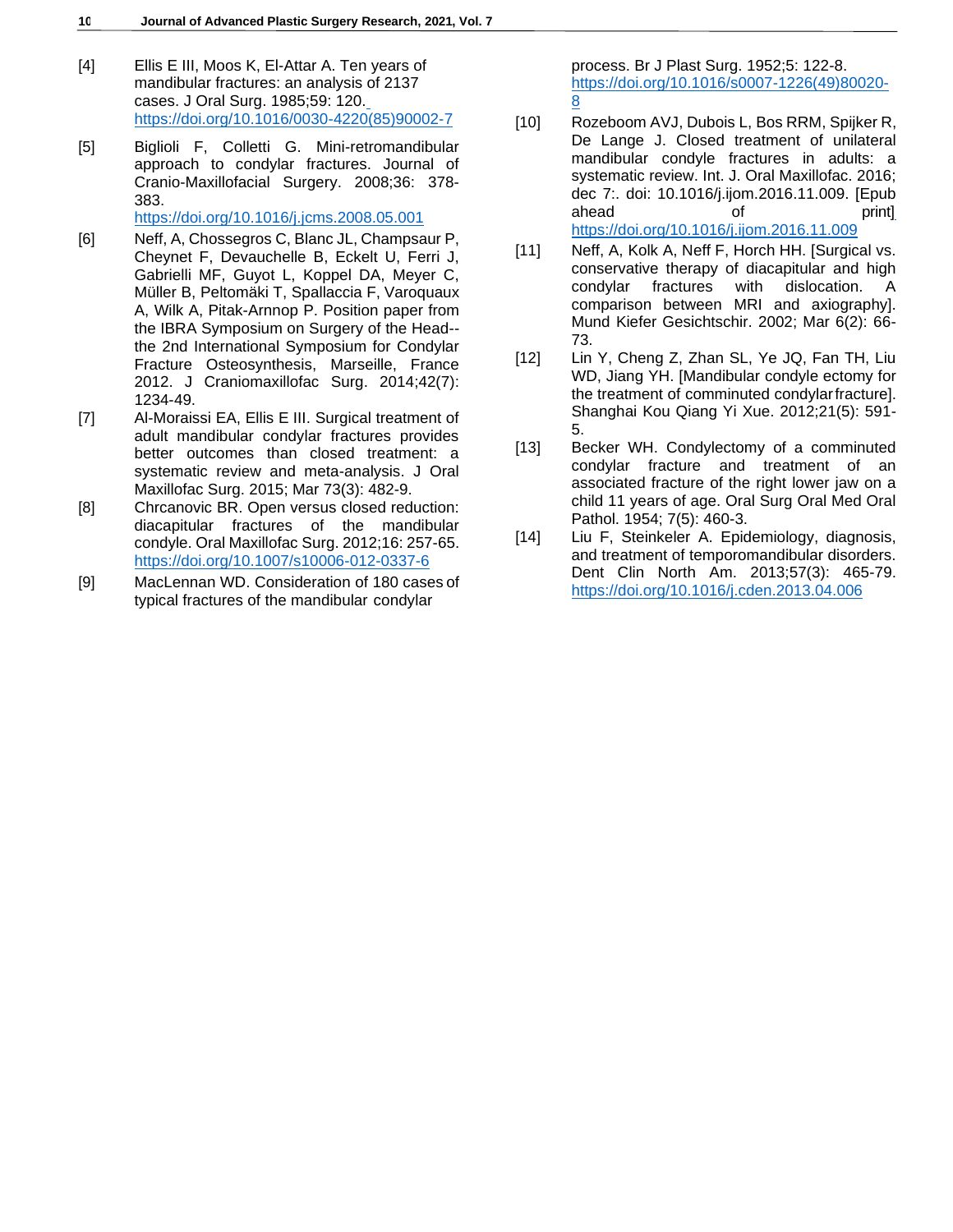[4] Ellis E III, Moos K, El-Attar A. Ten years of mandibular fractures: an analysis of 2137 cases. J Oral Surg. 1985;59: 120. https://doi.org/10.1016/0030-4220(85)90002-7

[5] Biglioli F, Colletti G. Mini-retromandibular approach to condylar fractures. Journal of Cranio-Maxillofacial Surgery. 2008;36: 378-383. https://doi.org/10.1016/j.jcms.2008.05.001

[6] Neff, A, Chossegros C, Blanc JL, Champsaur P, Cheynet F, Devauchelle B, Eckelt U, Ferri J, Gabrielli MF, Guyot L, Koppel DA, Meyer C, Müller B, Peltomäki T, Spallaccia F, Varoquaux A, Wilk A, Pitak-Arnnop P. Position paper from the IBRA Symposium on Surgery of the Head--the 2nd International Symposium for Condylar Fracture Osteosynthesis, Marseille, France 2012. J Craniomaxillofac Surg. 2014;42(7): 1234-49.

[7] Al-Moraissi EA, Ellis E III. Surgical treatment of adult mandibular condylar fractures provides better outcomes than closed treatment: a systematic review and meta-analysis. J Oral Maxillofac Surg. 2015; Mar 73(3): 482-9.

[8] Chrcanovic BR. Open versus closed reduction: diacapitular fractures of the mandibular condyle. Oral Maxillofac Surg. 2012;16: 257-65. https://doi.org/10.1007/s10006-012-0337-6

[9] MacLennan WD. Consideration of 180 cases of typical fractures of the mandibular condylar process. Br J Plast Surg. 1952;5: 122-8. https://doi.org/10.1016/s0007-1226(49)80020-8

[10] Rozeboom AVJ, Dubois L, Bos RRM, Spijker R, De Lange J. Closed treatment of unilateral mandibular condyle fractures in adults: a systematic review. Int. J. Oral Maxillofac. 2016; dec 7:. doi: 10.1016/j.ijom.2016.11.009. [Epub ahead of print] https://doi.org/10.1016/j.ijom.2016.11.009

[11] Neff, A, Kolk A, Neff F, Horch HH. [Surgical vs. conservative therapy of diacapitular and high condylar fractures with dislocation. A comparison between MRI and axiography]. Mund Kiefer Gesichtschir. 2002; Mar 6(2): 66-73.

[12] Lin Y, Cheng Z, Zhan SL, Ye JQ, Fan TH, Liu WD, Jiang YH. [Mandibular condyle ectomy for the treatment of comminuted condylar fracture]. Shanghai Kou Qiang Yi Xue. 2012;21(5): 591-5.

[13] Becker WH. Condylectomy of a comminuted condylar fracture and treatment of an associated fracture of the right lower jaw on a child 11 years of age. Oral Surg Oral Med Oral Pathol. 1954; 7(5): 460-3.

[14] Liu F, Steinkeler A. Epidemiology, diagnosis, and treatment of temporomandibular disorders. Dent Clin North Am. 2013;57(3): 465-79. https://doi.org/10.1016/j.cden.2013.04.006